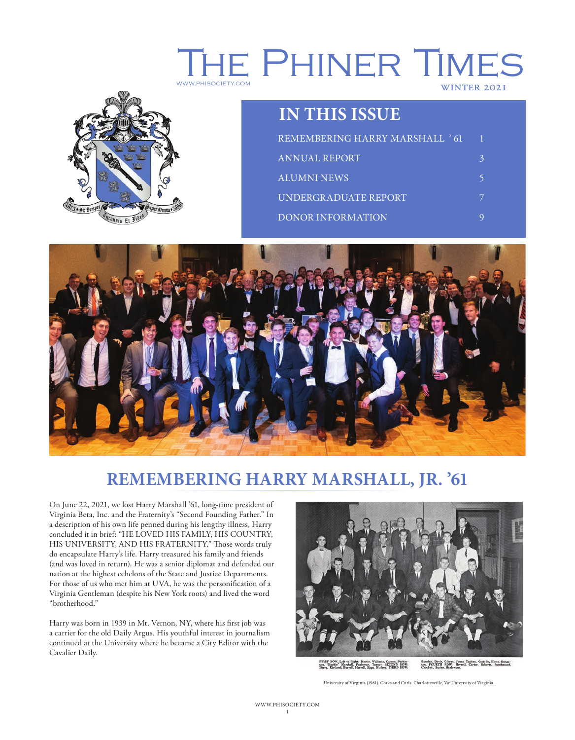# The Phiner Times

www.phisociety.com

WINTER 2021

## IN THIS ISSUE

| | |
|---|---|
| REMEMBERING HARRY MARSHALL '61 | 1 |
| ANNUAL REPORT | 3 |
| ALUMNI NEWS | 5 |
| UNDERGRADUATE REPORT | 7 |
| DONOR INFORMATION | 9 |

## REMEMBERING HARRY MARSHALL, JR. '61

On June 22, 2021, we lost Harry Marshall '61, long-time president of Virginia Beta, Inc. and the Fraternity's "Second Founding Father." In a description of his own life penned during his lengthy illness, Harry concluded it in brief: "HE LOVED HIS FAMILY, HIS COUNTRY, HIS UNIVERSITY, AND HIS FRATERNITY." Those words truly do encapsulate Harry's life. Harry treasured his family and friends (and was loved in return). He was a senior diplomat and defended our nation at the highest echelons of the State and Justice Departments. For those of us who met him at UVA, he was the personification of a Virginia Gentleman (despite his New York roots) and lived the word "brotherhood."

Harry was born in 1939 in Mt. Vernon, NY, where his first job was a carrier for the old Daily Argus. His youthful interest in journalism continued at the University where he became a City Editor with the Cavalier Daily.

FIRST ROW, Left to Right: Martin, Williams, Carson, Parkinson, "Jackie" Marshall, Fagleman, Turner. SECOND ROW: Berry, Kirtland, Burrell, Harrell, Epps, Mulkey. THIRD ROW: Scanlan, Davis, Gibson, Jones, Topken, Costello, Howe, Bungaton. FOURTH ROW: Herrell, Carter, Roberts, Southward, Crockett, Burke, Hazlewood.

University of Virginia (1961). Corks and Curls. Charlottesville, Va: University of Virginia.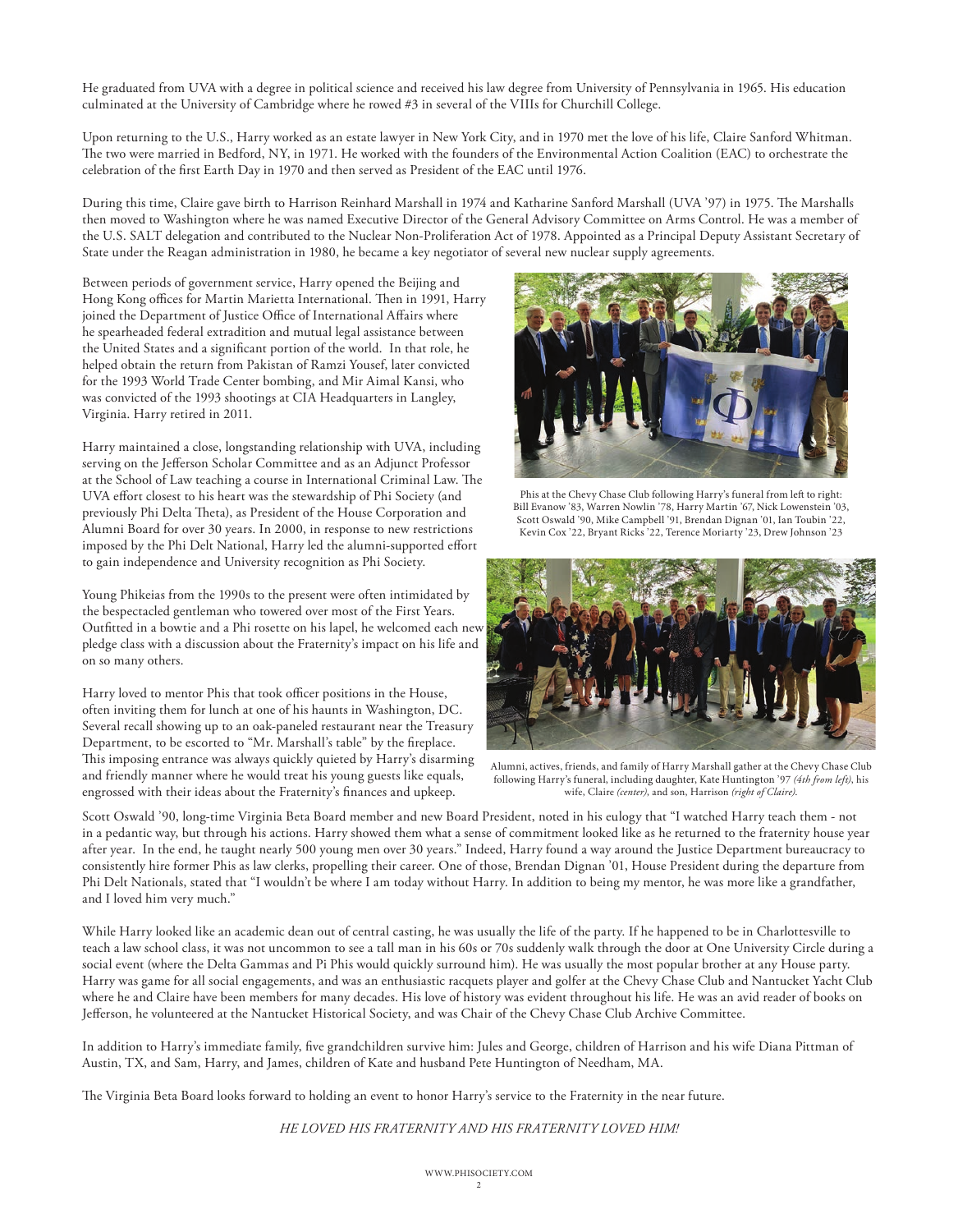He graduated from UVA with a degree in political science and received his law degree from University of Pennsylvania in 1965. His education culminated at the University of Cambridge where he rowed #3 in several of the VIIIs for Churchill College.

Upon returning to the U.S., Harry worked as an estate lawyer in New York City, and in 1970 met the love of his life, Claire Sanford Whitman. The two were married in Bedford, NY, in 1971. He worked with the founders of the Environmental Action Coalition (EAC) to orchestrate the celebration of the first Earth Day in 1970 and then served as President of the EAC until 1976.

During this time, Claire gave birth to Harrison Reinhard Marshall in 1974 and Katharine Sanford Marshall (UVA '97) in 1975. The Marshalls then moved to Washington where he was named Executive Director of the General Advisory Committee on Arms Control. He was a member of the U.S. SALT delegation and contributed to the Nuclear Non-Proliferation Act of 1978. Appointed as a Principal Deputy Assistant Secretary of State under the Reagan administration in 1980, he became a key negotiator of several new nuclear supply agreements.

Between periods of government service, Harry opened the Beijing and Hong Kong offices for Martin Marietta International. Then in 1991, Harry joined the Department of Justice Office of International Affairs where he spearheaded federal extradition and mutual legal assistance between the United States and a significant portion of the world. In that role, he helped obtain the return from Pakistan of Ramzi Yousef, later convicted for the 1993 World Trade Center bombing, and Mir Aimal Kansi, who was convicted of the 1993 shootings at CIA Headquarters in Langley, Virginia. Harry retired in 2011.

Phis at the Chevy Chase Club following Harry's funeral from left to right: Bill Evanow '83, Warren Nowlin '78, Harry Martin '67, Nick Lowenstein '03, Scott Oswald '90, Mike Campbell '91, Brendan Dignan '01, Ian Toubin '22, Kevin Cox '22, Bryant Ricks '22, Terence Moriarty '23, Drew Johnson '23

Harry maintained a close, longstanding relationship with UVA, including serving on the Jefferson Scholar Committee and as an Adjunct Professor at the School of Law teaching a course in International Criminal Law. The UVA effort closest to his heart was the stewardship of Phi Society (and previously Phi Delta Theta), as President of the House Corporation and Alumni Board for over 30 years. In 2000, in response to new restrictions imposed by the Phi Delt National, Harry led the alumni-supported effort to gain independence and University recognition as Phi Society.

Young Phikeias from the 1990s to the present were often intimidated by the bespectacled gentleman who towered over most of the First Years. Outfitted in a bowtie and a Phi rosette on his lapel, he welcomed each new pledge class with a discussion about the Fraternity's impact on his life and on so many others.

Harry loved to mentor Phis that took officer positions in the House, often inviting them for lunch at one of his haunts in Washington, DC. Several recall showing up to an oak-paneled restaurant near the Treasury Department, to be escorted to "Mr. Marshall's table" by the fireplace. This imposing entrance was always quickly quieted by Harry's disarming and friendly manner where he would treat his young guests like equals, engrossed with their ideas about the Fraternity's finances and upkeep.

Alumni, actives, friends, and family of Harry Marshall gather at the Chevy Chase Club following Harry's funeral, including daughter, Kate Huntington '97 *(4th from left)*, his wife, Claire *(center)*, and son, Harrison *(right of Claire)*.

Scott Oswald '90, long-time Virginia Beta Board member and new Board President, noted in his eulogy that "I watched Harry teach them - not in a pedantic way, but through his actions. Harry showed them what a sense of commitment looked like as he returned to the fraternity house year after year. In the end, he taught nearly 500 young men over 30 years." Indeed, Harry found a way around the Justice Department bureaucracy to consistently hire former Phis as law clerks, propelling their career. One of those, Brendan Dignan '01, House President during the departure from Phi Delt Nationals, stated that "I wouldn't be where I am today without Harry. In addition to being my mentor, he was more like a grandfather, and I loved him very much."

While Harry looked like an academic dean out of central casting, he was usually the life of the party. If he happened to be in Charlottesville to teach a law school class, it was not uncommon to see a tall man in his 60s or 70s suddenly walk through the door at One University Circle during a social event (where the Delta Gammas and Pi Phis would quickly surround him). He was usually the most popular brother at any House party. Harry was game for all social engagements, and was an enthusiastic racquets player and golfer at the Chevy Chase Club and Nantucket Yacht Club where he and Claire have been members for many decades. His love of history was evident throughout his life. He was an avid reader of books on Jefferson, he volunteered at the Nantucket Historical Society, and was Chair of the Chevy Chase Club Archive Committee.

In addition to Harry's immediate family, five grandchildren survive him: Jules and George, children of Harrison and his wife Diana Pittman of Austin, TX, and Sam, Harry, and James, children of Kate and husband Pete Huntington of Needham, MA.

The Virginia Beta Board looks forward to holding an event to honor Harry's service to the Fraternity in the near future.

*HE LOVED HIS FRATERNITY AND HIS FRATERNITY LOVED HIM!*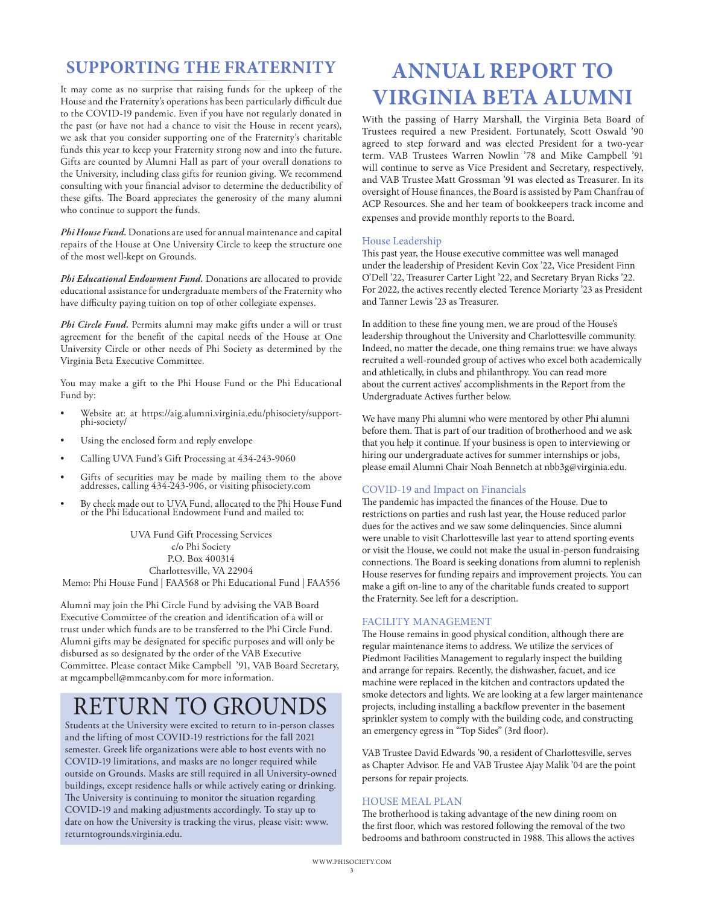## SUPPORTING THE FRATERNITY

It may come as no surprise that raising funds for the upkeep of the House and the Fraternity's operations has been particularly difficult due to the COVID-19 pandemic. Even if you have not regularly donated in the past (or have not had a chance to visit the House in recent years), we ask that you consider supporting one of the Fraternity's charitable funds this year to keep your Fraternity strong now and into the future. Gifts are counted by Alumni Hall as part of your overall donations to the University, including class gifts for reunion giving. We recommend consulting with your financial advisor to determine the deductibility of these gifts. The Board appreciates the generosity of the many alumni who continue to support the funds.

***Phi House Fund.*** Donations are used for annual maintenance and capital repairs of the House at One University Circle to keep the structure one of the most well-kept on Grounds.

***Phi Educational Endowment Fund.*** Donations are allocated to provide educational assistance for undergraduate members of the Fraternity who have difficulty paying tuition on top of other collegiate expenses.

***Phi Circle Fund.*** Permits alumni may make gifts under a will or trust agreement for the benefit of the capital needs of the House at One University Circle or other needs of Phi Society as determined by the Virginia Beta Executive Committee.

You may make a gift to the Phi House Fund or the Phi Educational Fund by:

- Website at: at https://aig.alumni.virginia.edu/phisociety/support-phi-society/
- Using the enclosed form and reply envelope
- Calling UVA Fund's Gift Processing at 434-243-9060
- Gifts of securities may be made by mailing them to the above addresses, calling 434-243-906, or visiting phisociety.com
- By check made out to UVA Fund, allocated to the Phi House Fund or the Phi Educational Endowment Fund and mailed to:

UVA Fund Gift Processing Services
c/o Phi Society
P.O. Box 400314
Charlottesville, VA 22904
Memo: Phi House Fund | FAA568 or Phi Educational Fund | FAA556

Alumni may join the Phi Circle Fund by advising the VAB Board Executive Committee of the creation and identification of a will or trust under which funds are to be transferred to the Phi Circle Fund. Alumni gifts may be designated for specific purposes and will only be disbursed as so designated by the order of the VAB Executive Committee. Please contact Mike Campbell '91, VAB Board Secretary, at mgcampbell@mmcanby.com for more information.

## RETURN TO GROUNDS

Students at the University were excited to return to in-person classes and the lifting of most COVID-19 restrictions for the fall 2021 semester. Greek life organizations were able to host events with no COVID-19 limitations, and masks are no longer required while outside on Grounds. Masks are still required in all University-owned buildings, except residence halls or while actively eating or drinking. The University is continuing to monitor the situation regarding COVID-19 and making adjustments accordingly. To stay up to date on how the University is tracking the virus, please visit: www.returntogrounds.virginia.edu.

# ANNUAL REPORT TO VIRGINIA BETA ALUMNI

With the passing of Harry Marshall, the Virginia Beta Board of Trustees required a new President. Fortunately, Scott Oswald '90 agreed to step forward and was elected President for a two-year term. VAB Trustees Warren Nowlin '78 and Mike Campbell '91 will continue to serve as Vice President and Secretary, respectively, and VAB Trustee Matt Grossman '91 was elected as Treasurer. In its oversight of House finances, the Board is assisted by Pam Chanfrau of ACP Resources. She and her team of bookkeepers track income and expenses and provide monthly reports to the Board.

### House Leadership

This past year, the House executive committee was well managed under the leadership of President Kevin Cox '22, Vice President Finn O'Dell '22, Treasurer Carter Light '22, and Secretary Bryan Ricks '22. For 2022, the actives recently elected Terence Moriarty '23 as President and Tanner Lewis '23 as Treasurer.

In addition to these fine young men, we are proud of the House's leadership throughout the University and Charlottesville community. Indeed, no matter the decade, one thing remains true: we have always recruited a well-rounded group of actives who excel both academically and athletically, in clubs and philanthropy. You can read more about the current actives' accomplishments in the Report from the Undergraduate Actives further below.

We have many Phi alumni who were mentored by other Phi alumni before them. That is part of our tradition of brotherhood and we ask that you help it continue. If your business is open to interviewing or hiring our undergraduate actives for summer internships or jobs, please email Alumni Chair Noah Bennetch at nbb3g@virginia.edu.

### COVID-19 and Impact on Financials

The pandemic has impacted the finances of the House. Due to restrictions on parties and rush last year, the House reduced parlor dues for the actives and we saw some delinquencies. Since alumni were unable to visit Charlottesville last year to attend sporting events or visit the House, we could not make the usual in-person fundraising connections. The Board is seeking donations from alumni to replenish House reserves for funding repairs and improvement projects. You can make a gift on-line to any of the charitable funds created to support the Fraternity. See left for a description.

### FACILITY MANAGEMENT

The House remains in good physical condition, although there are regular maintenance items to address. We utilize the services of Piedmont Facilities Management to regularly inspect the building and arrange for repairs. Recently, the dishwasher, faucet, and ice machine were replaced in the kitchen and contractors updated the smoke detectors and lights. We are looking at a few larger maintenance projects, including installing a backflow preventer in the basement sprinkler system to comply with the building code, and constructing an emergency egress in "Top Sides" (3rd floor).

VAB Trustee David Edwards '90, a resident of Charlottesville, serves as Chapter Advisor. He and VAB Trustee Ajay Malik '04 are the point persons for repair projects.

### HOUSE MEAL PLAN

The brotherhood is taking advantage of the new dining room on the first floor, which was restored following the removal of the two bedrooms and bathroom constructed in 1988. This allows the actives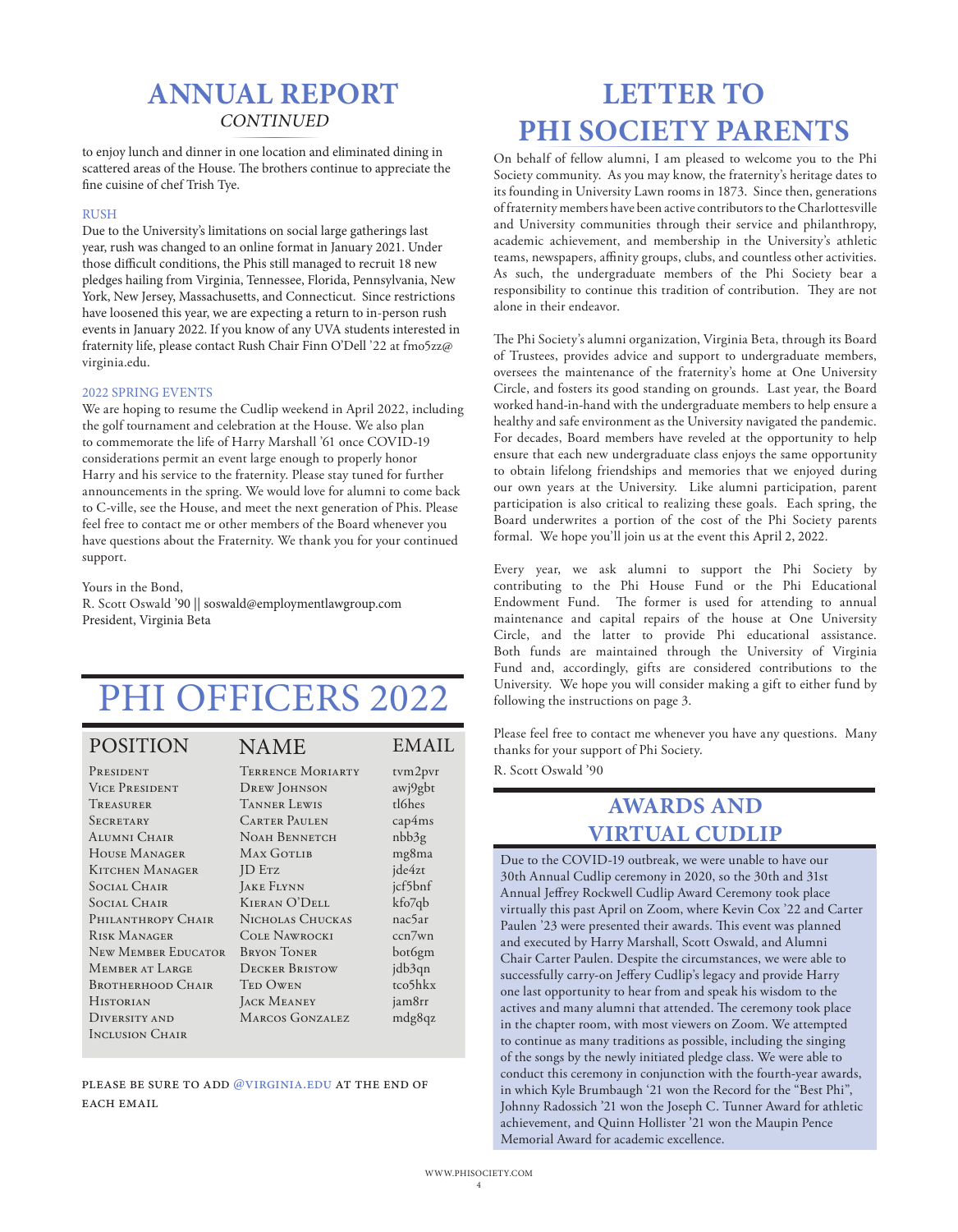# ANNUAL REPORT
*CONTINUED*

to enjoy lunch and dinner in one location and eliminated dining in scattered areas of the House. The brothers continue to appreciate the fine cuisine of chef Trish Tye.

### RUSH

Due to the University's limitations on social large gatherings last year, rush was changed to an online format in January 2021. Under those difficult conditions, the Phis still managed to recruit 18 new pledges hailing from Virginia, Tennessee, Florida, Pennsylvania, New York, New Jersey, Massachusetts, and Connecticut. Since restrictions have loosened this year, we are expecting a return to in-person rush events in January 2022. If you know of any UVA students interested in fraternity life, please contact Rush Chair Finn O'Dell '22 at fmo5zz@virginia.edu.

### 2022 SPRING EVENTS

We are hoping to resume the Cudlip weekend in April 2022, including the golf tournament and celebration at the House. We also plan to commemorate the life of Harry Marshall '61 once COVID-19 considerations permit an event large enough to properly honor Harry and his service to the fraternity. Please stay tuned for further announcements in the spring. We would love for alumni to come back to C-ville, see the House, and meet the next generation of Phis. Please feel free to contact me or other members of the Board whenever you have questions about the Fraternity. We thank you for your continued support.

Yours in the Bond,
R. Scott Oswald '90 || soswald@employmentlawgroup.com
President, Virginia Beta

# PHI OFFICERS 2022

| POSITION | NAME | EMAIL |
|---|---|---|
| President | Terrence Moriarty | tvm2pvr |
| Vice President | Drew Johnson | awj9gbt |
| Treasurer | Tanner Lewis | tl6hes |
| Secretary | Carter Paulen | cap4ms |
| Alumni Chair | Noah Bennetch | nbb3g |
| House Manager | Max Gotlib | mg8ma |
| Kitchen Manager | JD Etz | jde4zt |
| Social Chair | Jake Flynn | jcf5bnf |
| Social Chair | Kieran O'Dell | kfo7qb |
| Philanthropy Chair | Nicholas Chuckas | nac5ar |
| Risk Manager | Cole Nawrocki | ccn7wn |
| New Member Educator | Bryon Toner | bot6gm |
| Member at Large | Decker Bristow | jdb3qn |
| Brotherhood Chair | Ted Owen | tco5hkx |
| Historian | Jack Meaney | jam8rr |
| Diversity and Inclusion Chair | Marcos Gonzalez | mdg8qz |

PLEASE BE SURE TO ADD @VIRGINIA.EDU AT THE END OF EACH EMAIL

# LETTER TO PHI SOCIETY PARENTS

On behalf of fellow alumni, I am pleased to welcome you to the Phi Society community. As you may know, the fraternity's heritage dates to its founding in University Lawn rooms in 1873. Since then, generations of fraternity members have been active contributors to the Charlottesville and University communities through their service and philanthropy, academic achievement, and membership in the University's athletic teams, newspapers, affinity groups, clubs, and countless other activities. As such, the undergraduate members of the Phi Society bear a responsibility to continue this tradition of contribution. They are not alone in their endeavor.

The Phi Society's alumni organization, Virginia Beta, through its Board of Trustees, provides advice and support to undergraduate members, oversees the maintenance of the fraternity's home at One University Circle, and fosters its good standing on grounds. Last year, the Board worked hand-in-hand with the undergraduate members to help ensure a healthy and safe environment as the University navigated the pandemic. For decades, Board members have reveled at the opportunity to help ensure that each new undergraduate class enjoys the same opportunity to obtain lifelong friendships and memories that we enjoyed during our own years at the University. Like alumni participation, parent participation is also critical to realizing these goals. Each spring, the Board underwrites a portion of the cost of the Phi Society parents formal. We hope you'll join us at the event this April 2, 2022.

Every year, we ask alumni to support the Phi Society by contributing to the Phi House Fund or the Phi Educational Endowment Fund. The former is used for attending to annual maintenance and capital repairs of the house at One University Circle, and the latter to provide Phi educational assistance. Both funds are maintained through the University of Virginia Fund and, accordingly, gifts are considered contributions to the University. We hope you will consider making a gift to either fund by following the instructions on page 3.

Please feel free to contact me whenever you have any questions. Many thanks for your support of Phi Society.

R. Scott Oswald '90

## AWARDS AND VIRTUAL CUDLIP

Due to the COVID-19 outbreak, we were unable to have our 30th Annual Cudlip ceremony in 2020, so the 30th and 31st Annual Jeffrey Rockwell Cudlip Award Ceremony took place virtually this past April on Zoom, where Kevin Cox '22 and Carter Paulen '23 were presented their awards. This event was planned and executed by Harry Marshall, Scott Oswald, and Alumni Chair Carter Paulen. Despite the circumstances, we were able to successfully carry-on Jeffery Cudlip's legacy and provide Harry one last opportunity to hear from and speak his wisdom to the actives and many alumni that attended. The ceremony took place in the chapter room, with most viewers on Zoom. We attempted to continue as many traditions as possible, including the singing of the songs by the newly initiated pledge class. We were able to conduct this ceremony in conjunction with the fourth-year awards, in which Kyle Brumbaugh '21 won the Record for the "Best Phi", Johnny Radossich '21 won the Joseph C. Tunner Award for athletic achievement, and Quinn Hollister '21 won the Maupin Pence Memorial Award for academic excellence.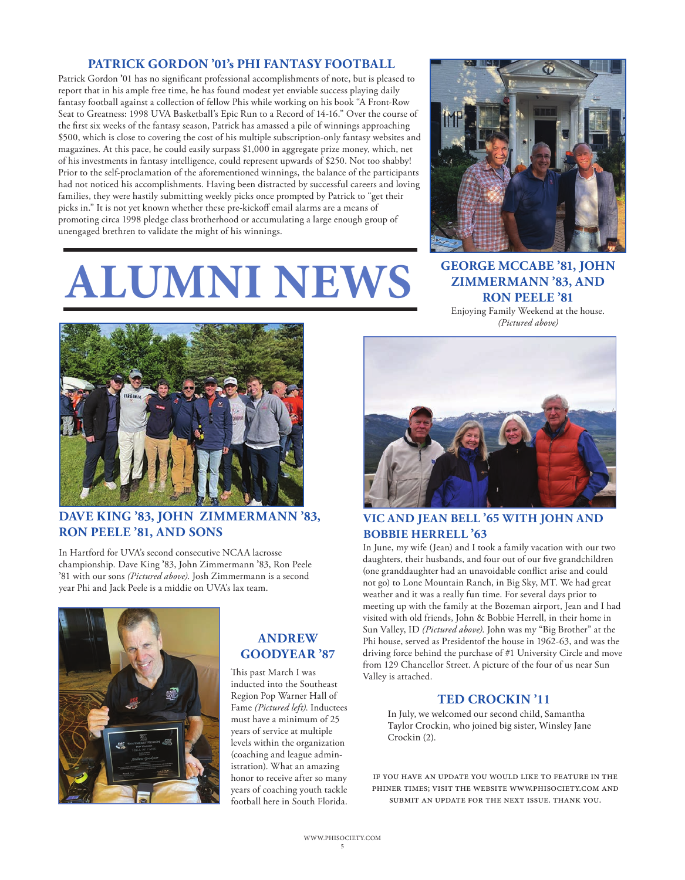## PATRICK GORDON '01's PHI FANTASY FOOTBALL

Patrick Gordon '01 has no significant professional accomplishments of note, but is pleased to report that in his ample free time, he has found modest yet enviable success playing daily fantasy football against a collection of fellow Phis while working on his book "A Front-Row Seat to Greatness: 1998 UVA Basketball's Epic Run to a Record of 14-16." Over the course of the first six weeks of the fantasy season, Patrick has amassed a pile of winnings approaching $500, which is close to covering the cost of his multiple subscription-only fantasy websites and magazines. At this pace, he could easily surpass $1,000 in aggregate prize money, which, net of his investments in fantasy intelligence, could represent upwards of $250. Not too shabby! Prior to the self-proclamation of the aforementioned winnings, the balance of the participants had not noticed his accomplishments. Having been distracted by successful careers and loving families, they were hastily submitting weekly picks once prompted by Patrick to "get their picks in." It is not yet known whether these pre-kickoff email alarms are a means of promoting circa 1998 pledge class brotherhood or accumulating a large enough group of unengaged brethren to validate the might of his winnings.

### GEORGE MCCABE '81, JOHN ZIMMERMANN '83, AND RON PEELE '81

Enjoying Family Weekend at the house. *(Pictured above)*

# ALUMNI NEWS

### DAVE KING '83, JOHN ZIMMERMANN '83, RON PEELE '81, AND SONS

In Hartford for UVA's second consecutive NCAA lacrosse championship. Dave King '83, John Zimmermann '83, Ron Peele '81 with our sons *(Pictured above)*. Josh Zimmermann is a second year Phi and Jack Peele is a middie on UVA's lax team.

### ANDREW GOODYEAR '87

This past March I was inducted into the Southeast Region Pop Warner Hall of Fame *(Pictured left)*. Inductees must have a minimum of 25 years of service at multiple levels within the organization (coaching and league administration). What an amazing honor to receive after so many years of coaching youth tackle football here in South Florida.

### VIC AND JEAN BELL '65 WITH JOHN AND BOBBIE HERRELL '63

In June, my wife (Jean) and I took a family vacation with our two daughters, their husbands, and four out of our five grandchildren (one granddaughter had an unavoidable conflict arise and could not go) to Lone Mountain Ranch, in Big Sky, MT. We had great weather and it was a really fun time. For several days prior to meeting up with the family at the Bozeman airport, Jean and I had visited with old friends, John & Bobbie Herrell, in their home in Sun Valley, ID *(Pictured above)*. John was my "Big Brother" at the Phi house, served as Presidentof the house in 1962-63, and was the driving force behind the purchase of #1 University Circle and move from 129 Chancellor Street. A picture of the four of us near Sun Valley is attached.

### TED CROCKIN '11

In July, we welcomed our second child, Samantha Taylor Crockin, who joined big sister, Winsley Jane Crockin (2).

IF YOU HAVE AN UPDATE YOU WOULD LIKE TO FEATURE IN THE PHINER TIMES; VISIT THE WEBSITE WWW.PHISOCIETY.COM AND SUBMIT AN UPDATE FOR THE NEXT ISSUE. THANK YOU.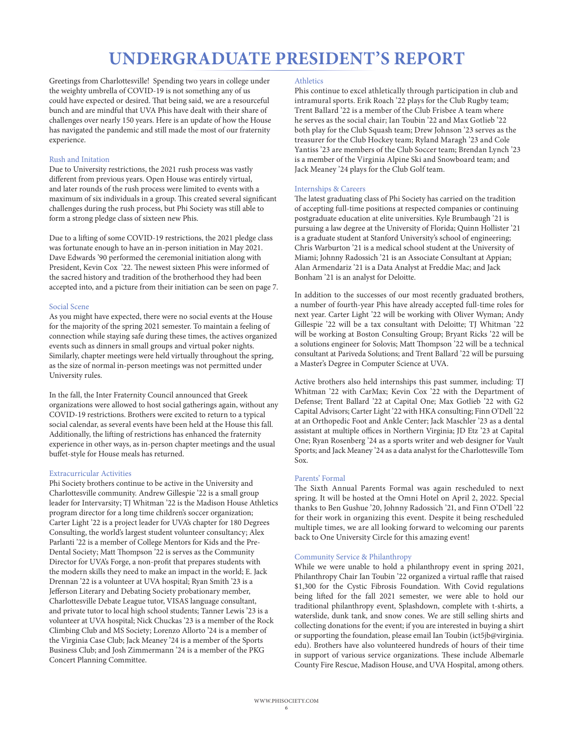# UNDERGRADUATE PRESIDENT'S REPORT

Greetings from Charlottesville! Spending two years in college under the weighty umbrella of COVID-19 is not something any of us could have expected or desired. That being said, we are a resourceful bunch and are mindful that UVA Phis have dealt with their share of challenges over nearly 150 years. Here is an update of how the House has navigated the pandemic and still made the most of our fraternity experience.

### Rush and Initation

Due to University restrictions, the 2021 rush process was vastly different from previous years. Open House was entirely virtual, and later rounds of the rush process were limited to events with a maximum of six individuals in a group. This created several significant challenges during the rush process, but Phi Society was still able to form a strong pledge class of sixteen new Phis.

Due to a lifting of some COVID-19 restrictions, the 2021 pledge class was fortunate enough to have an in-person initiation in May 2021. Dave Edwards '90 performed the ceremonial initiation along with President, Kevin Cox '22. The newest sixteen Phis were informed of the sacred history and tradition of the brotherhood they had been accepted into, and a picture from their initiation can be seen on page 7.

### Social Scene

As you might have expected, there were no social events at the House for the majority of the spring 2021 semester. To maintain a feeling of connection while staying safe during these times, the actives organized events such as dinners in small groups and virtual poker nights. Similarly, chapter meetings were held virtually throughout the spring, as the size of normal in-person meetings was not permitted under University rules.

In the fall, the Inter Fraternity Council announced that Greek organizations were allowed to host social gatherings again, without any COVID-19 restrictions. Brothers were excited to return to a typical social calendar, as several events have been held at the House this fall. Additionally, the lifting of restrictions has enhanced the fraternity experience in other ways, as in-person chapter meetings and the usual buffet-style for House meals has returned.

### Extracurricular Activities

Phi Society brothers continue to be active in the University and Charlottesville community. Andrew Gillespie '22 is a small group leader for Intervarsity; TJ Whitman '22 is the Madison House Athletics program director for a long time children's soccer organization; Carter Light '22 is a project leader for UVA's chapter for 180 Degrees Consulting, the world's largest student volunteer consultancy; Alex Parlanti '22 is a member of College Mentors for Kids and the Pre-Dental Society; Matt Thompson '22 is serves as the Community Director for UVA's Forge, a non-profit that prepares students with the modern skills they need to make an impact in the world; E. Jack Drennan '22 is a volunteer at UVA hospital; Ryan Smith '23 is a Jefferson Literary and Debating Society probationary member, Charlottesville Debate League tutor, VISAS language consultant, and private tutor to local high school students; Tanner Lewis '23 is a volunteer at UVA hospital; Nick Chuckas '23 is a member of the Rock Climbing Club and MS Society; Lorenzo Allorto '24 is a member of the Virginia Case Club; Jack Meaney '24 is a member of the Sports Business Club; and Josh Zimmermann '24 is a member of the PKG Concert Planning Committee.

### Athletics

Phis continue to excel athletically through participation in club and intramural sports. Erik Roach '22 plays for the Club Rugby team; Trent Ballard '22 is a member of the Club Frisbee A team where he serves as the social chair; Ian Toubin '22 and Max Gotlieb '22 both play for the Club Squash team; Drew Johnson '23 serves as the treasurer for the Club Hockey team; Ryland Maragh '23 and Cole Yantiss '23 are members of the Club Soccer team; Brendan Lynch '23 is a member of the Virginia Alpine Ski and Snowboard team; and Jack Meaney '24 plays for the Club Golf team.

### Internships & Careers

The latest graduating class of Phi Society has carried on the tradition of accepting full-time positions at respected companies or continuing postgraduate education at elite universities. Kyle Brumbaugh '21 is pursuing a law degree at the University of Florida; Quinn Hollister '21 is a graduate student at Stanford University's school of engineering; Chris Warburton '21 is a medical school student at the University of Miami; Johnny Radossich '21 is an Associate Consultant at Appian; Alan Armendariz '21 is a Data Analyst at Freddie Mac; and Jack Bonham '21 is an analyst for Deloitte.

In addition to the successes of our most recently graduated brothers, a number of fourth-year Phis have already accepted full-time roles for next year. Carter Light '22 will be working with Oliver Wyman; Andy Gillespie '22 will be a tax consultant with Deloitte; TJ Whitman '22 will be working at Boston Consulting Group; Bryant Ricks '22 will be a solutions engineer for Solovis; Matt Thompson '22 will be a technical consultant at Pariveda Solutions; and Trent Ballard '22 will be pursuing a Master's Degree in Computer Science at UVA.

Active brothers also held internships this past summer, including: TJ Whitman '22 with CarMax; Kevin Cox '22 with the Department of Defense; Trent Ballard '22 at Capital One; Max Gotlieb '22 with G2 Capital Advisors; Carter Light '22 with HKA consulting; Finn O'Dell '22 at an Orthopedic Foot and Ankle Center; Jack Maschler '23 as a dental assistant at multiple offices in Northern Virginia; JD Etz '23 at Capital One; Ryan Rosenberg '24 as a sports writer and web designer for Vault Sports; and Jack Meaney '24 as a data analyst for the Charlottesville Tom Sox.

### Parents' Formal

The Sixth Annual Parents Formal was again rescheduled to next spring. It will be hosted at the Omni Hotel on April 2, 2022. Special thanks to Ben Gushue '20, Johnny Radossich '21, and Finn O'Dell '22 for their work in organizing this event. Despite it being rescheduled multiple times, we are all looking forward to welcoming our parents back to One University Circle for this amazing event!

### Community Service & Philanthropy

While we were unable to hold a philanthropy event in spring 2021, Philanthropy Chair Ian Toubin '22 organized a virtual raffle that raised $1,300 for the Cystic Fibrosis Foundation. With Covid regulations being lifted for the fall 2021 semester, we were able to hold our traditional philanthropy event, Splashdown, complete with t-shirts, a waterslide, dunk tank, and snow cones. We are still selling shirts and collecting donations for the event; if you are interested in buying a shirt or supporting the foundation, please email Ian Toubin (ict5jb@virginia.edu). Brothers have also volunteered hundreds of hours of their time in support of various service organizations. These include Albemarle County Fire Rescue, Madison House, and UVA Hospital, among others.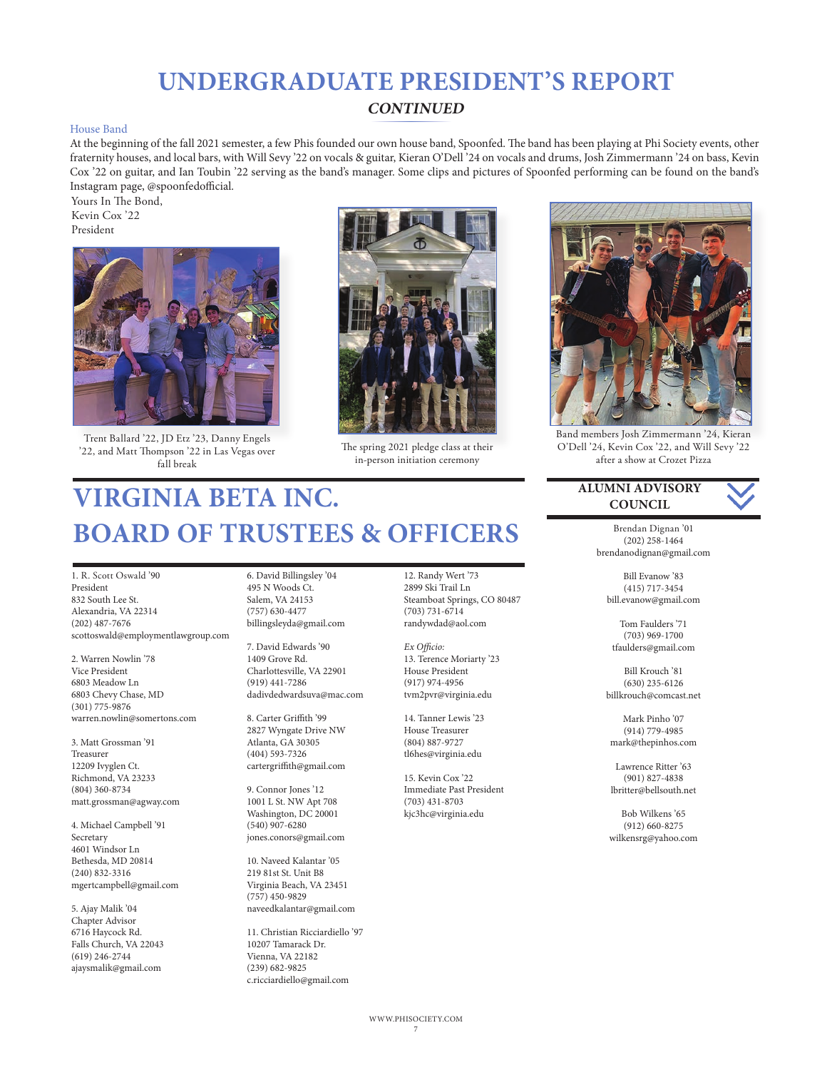# UNDERGRADUATE PRESIDENT'S REPORT

***CONTINUED***

### House Band

At the beginning of the fall 2021 semester, a few Phis founded our own house band, Spoonfed. The band has been playing at Phi Society events, other fraternity houses, and local bars, with Will Sevy '22 on vocals & guitar, Kieran O'Dell '24 on vocals and drums, Josh Zimmermann '24 on bass, Kevin Cox '22 on guitar, and Ian Toubin '22 serving as the band's manager. Some clips and pictures of Spoonfed performing can be found on the band's Instagram page, @spoonfedofficial.

Yours In The Bond,
Kevin Cox '22
President

Trent Ballard '22, JD Etz '23, Danny Engels '22, and Matt Thompson '22 in Las Vegas over fall break

The spring 2021 pledge class at their in-person initiation ceremony

Band members Josh Zimmermann '24, Kieran O'Dell '24, Kevin Cox '22, and Will Sevy '22 after a show at Crozet Pizza

# VIRGINIA BETA INC. BOARD OF TRUSTEES & OFFICERS

1. R. Scott Oswald '90
President
832 South Lee St.
Alexandria, VA 22314
(202) 487-7676
scottoswald@employmentlawgroup.com

2. Warren Nowlin '78
Vice President
6803 Meadow Ln
6803 Chevy Chase, MD
(301) 775-9876
warren.nowlin@somertons.com

3. Matt Grossman '91
Treasurer
12209 Ivyglen Ct.
Richmond, VA 23233
(804) 360-8734
matt.grossman@agway.com

4. Michael Campbell '91
Secretary
4601 Windsor Ln
Bethesda, MD 20814
(240) 832-3316
mgertcampbell@gmail.com

5. Ajay Malik '04
Chapter Advisor
6716 Haycock Rd.
Falls Church, VA 22043
(619) 246-2744
ajaysmalik@gmail.com

6. David Billingsley '04
495 N Woods Ct.
Salem, VA 24153
(757) 630-4477
billingsleyda@gmail.com

7. David Edwards '90
1409 Grove Rd.
Charlottesville, VA 22901
(919) 441-7286
dadivdedwardsuva@mac.com

8. Carter Griffith '99
2827 Wyngate Drive NW
Atlanta, GA 30305
(404) 593-7326
cartergriffith@gmail.com

9. Connor Jones '12
1001 L St. NW Apt 708
Washington, DC 20001
(540) 907-6280
jones.conors@gmail.com

10. Naveed Kalantar '05
219 81st St. Unit B8
Virginia Beach, VA 23451
(757) 450-9829
naveedkalantar@gmail.com

11. Christian Ricciardiello '97
10207 Tamarack Dr.
Vienna, VA 22182
(239) 682-9825
c.ricciardiello@gmail.com

12. Randy Wert '73
2899 Ski Trail Ln
Steamboat Springs, CO 80487
(703) 731-6714
randywdad@aol.com

*Ex Officio:*

13. Terence Moriarty '23
House President
(917) 974-4956
tvm2pvr@virginia.edu

14. Tanner Lewis '23
House Treasurer
(804) 887-9727
tl6hes@virginia.edu

15. Kevin Cox '22
Immediate Past President
(703) 431-8703
kjc3hc@virginia.edu

## ALUMNI ADVISORY COUNCIL

Brendan Dignan '01
(202) 258-1464
brendanodignan@gmail.com

Bill Evanow '83
(415) 717-3454
bill.evanow@gmail.com

Tom Faulders '71
(703) 969-1700
tfaulders@gmail.com

Bill Krouch '81
(630) 235-6126
billkrouch@comcast.net

Mark Pinho '07
(914) 779-4985
mark@thepinhos.com

Lawrence Ritter '63
(901) 827-4838
lbritter@bellsouth.net

Bob Wilkens '65
(912) 660-8275
wilkensrg@yahoo.com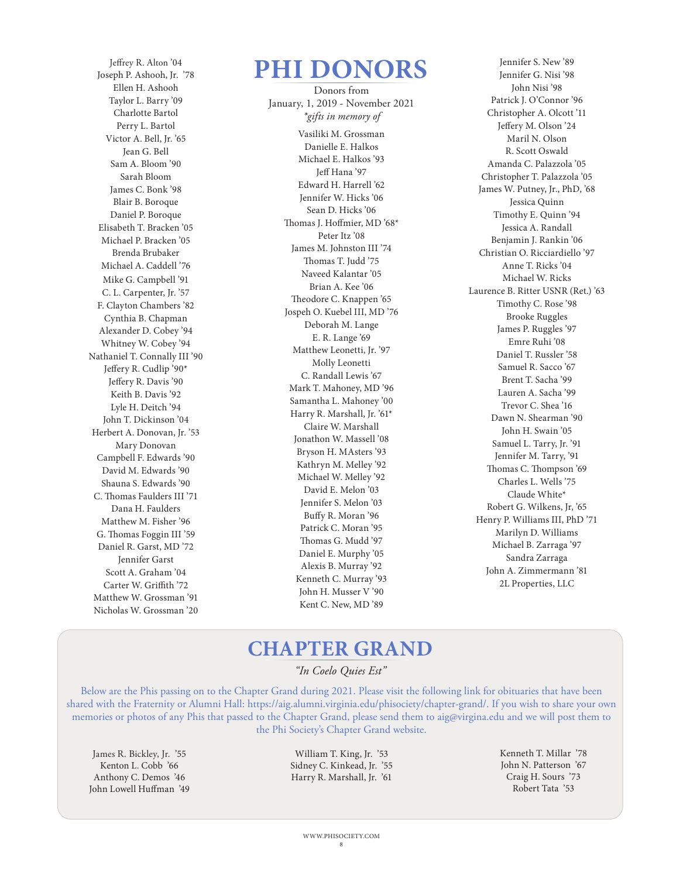# PHI DONORS

Donors from
January, 1, 2019 - November 2021
*\*gifts in memory of*

Jeffrey R. Alton '04
Joseph P. Ashooh, Jr. '78
Ellen H. Ashooh
Taylor L. Barry '09
Charlotte Bartol
Perry L. Bartol
Victor A. Bell, Jr. '65
Jean G. Bell
Sam A. Bloom '90
Sarah Bloom
James C. Bonk '98
Blair B. Boroque
Daniel P. Boroque
Elisabeth T. Bracken '05
Michael P. Bracken '05
Brenda Brubaker
Michael A. Caddell '76
Mike G. Campbell '91
C. L. Carpenter, Jr. '57
F. Clayton Chambers '82
Cynthia B. Chapman
Alexander D. Cobey '94
Whitney W. Cobey '94
Nathaniel T. Connally III '90
Jeffery R. Cudlip '90*
Jeffery R. Davis '90
Keith B. Davis '92
Lyle H. Deitch '94
John T. Dickinson '04
Herbert A. Donovan, Jr. '53
Mary Donovan
Campbell F. Edwards '90
David M. Edwards '90
Shauna S. Edwards '90
C. Thomas Faulders III '71
Dana H. Faulders
Matthew M. Fisher '96
G. Thomas Foggin III '59
Daniel R. Garst, MD '72
Jennifer Garst
Scott A. Graham '04
Carter W. Griffith '72
Matthew W. Grossman '91
Nicholas W. Grossman '20
Vasiliki M. Grossman
Danielle E. Halkos
Michael E. Halkos '93
Jeff Hana '97
Edward H. Harrell '62
Jennifer W. Hicks '06
Sean D. Hicks '06
Thomas J. Hoffmier, MD '68*
Peter Itz '08
James M. Johnston III '74
Thomas T. Judd '75
Naveed Kalantar '05
Brian A. Kee '06
Theodore C. Knappen '65
Jospeh O. Kuebel III, MD '76
Deborah M. Lange
E. R. Lange '69
Matthew Leonetti, Jr. '97
Molly Leonetti
C. Randall Lewis '67
Mark T. Mahoney, MD '96
Samantha L. Mahoney '00
Harry R. Marshall, Jr. '61*
Claire W. Marshall
Jonathon W. Massell '08
Bryson H. MAsters '93
Kathryn M. Melley '92
Michael W. Melley '92
David E. Melon '03
Jennifer S. Melon '03
Buffy R. Moran '96
Patrick C. Moran '95
Thomas G. Mudd '97
Daniel E. Murphy '05
Alexis B. Murray '92
Kenneth C. Murray '93
John H. Musser V '90
Kent C. New, MD '89
Jennifer S. New '89
Jennifer G. Nisi '98
John Nisi '98
Patrick J. O'Connor '96
Christopher A. Olcott '11
Jeffery M. Olson '24
Maril N. Olson
R. Scott Oswald
Amanda C. Palazzola '05
Christopher T. Palazzola '05
James W. Putney, Jr., PhD, '68
Jessica Quinn
Timothy E. Quinn '94
Jessica A. Randall
Benjamin J. Rankin '06
Christian O. Ricciardiello '97
Anne T. Ricks '04
Michael W. Ricks
Laurence B. Ritter USNR (Ret.) '63
Timothy C. Rose '98
Brooke Ruggles
James P. Ruggles '97
Emre Ruhi '08
Daniel T. Russler '58
Samuel R. Sacco '67
Brent T. Sacha '99
Lauren A. Sacha '99
Trevor C. Shea '16
Dawn N. Shearman '90
John H. Swain '05
Samuel L. Tarry, Jr. '91
Jennifer M. Tarry, '91
Thomas C. Thompson '69
Charles L. Wells '75
Claude White*
Robert G. Wilkens, Jr, '65
Henry P. Williams III, PhD '71
Marilyn D. Williams
Michael B. Zarraga '97
Sandra Zarraga
John A. Zimmermann '81
2L Properties, LLC

# CHAPTER GRAND

*"In Coelo Quies Est"*

Below are the Phis passing on to the Chapter Grand during 2021. Please visit the following link for obituaries that have been shared with the Fraternity or Alumni Hall: https://aig.alumni.virginia.edu/phisociety/chapter-grand/. If you wish to share your own memories or photos of any Phis that passed to the Chapter Grand, please send them to aig@virgina.edu and we will post them to the Phi Society's Chapter Grand website.

James R. Bickley, Jr. '55
Kenton L. Cobb '66
Anthony C. Demos '46
John Lowell Huffman '49
William T. King, Jr. '53
Sidney C. Kinkead, Jr. '55
Harry R. Marshall, Jr. '61
Kenneth T. Millar '78
John N. Patterson '67
Craig H. Sours '73
Robert Tata '53